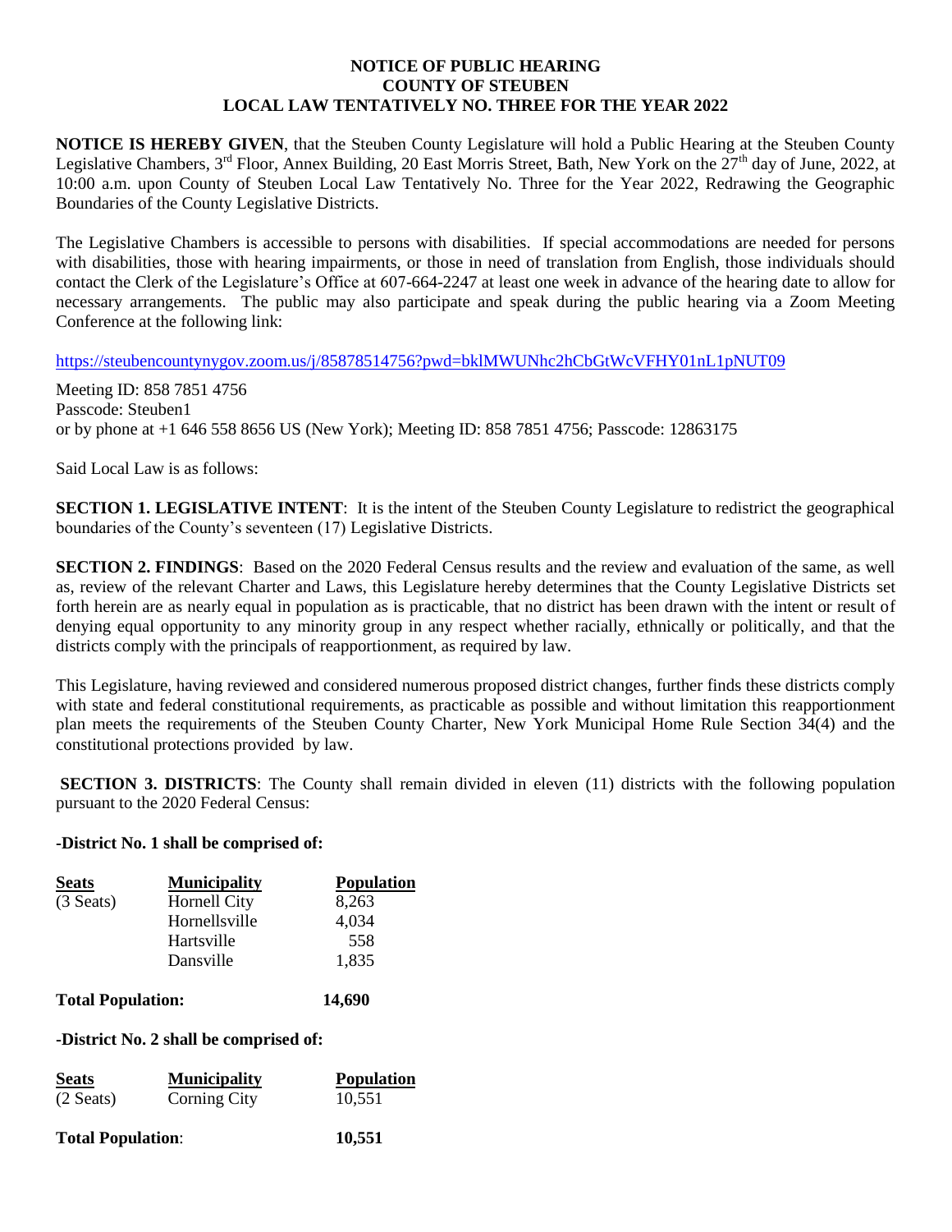**NOTICE OF PUBLIC HEARING**
**COUNTY OF STEUBEN**
**LOCAL LAW TENTATIVELY NO. THREE FOR THE YEAR 2022**

**NOTICE IS HEREBY GIVEN**, that the Steuben County Legislature will hold a Public Hearing at the Steuben County Legislative Chambers, 3rd Floor, Annex Building, 20 East Morris Street, Bath, New York on the 27th day of June, 2022, at 10:00 a.m. upon County of Steuben Local Law Tentatively No. Three for the Year 2022, Redrawing the Geographic Boundaries of the County Legislative Districts.

The Legislative Chambers is accessible to persons with disabilities. If special accommodations are needed for persons with disabilities, those with hearing impairments, or those in need of translation from English, those individuals should contact the Clerk of the Legislature's Office at 607-664-2247 at least one week in advance of the hearing date to allow for necessary arrangements. The public may also participate and speak during the public hearing via a Zoom Meeting Conference at the following link:

https://steubencountynygov.zoom.us/j/85878514756?pwd=bklMWUNhc2hCbGtWcVFHY01nL1pNUT09

Meeting ID: 858 7851 4756
Passcode: Steuben1
or by phone at +1 646 558 8656 US (New York); Meeting ID: 858 7851 4756; Passcode: 12863175

Said Local Law is as follows:

**SECTION 1. LEGISLATIVE INTENT**: It is the intent of the Steuben County Legislature to redistrict the geographical boundaries of the County's seventeen (17) Legislative Districts.

**SECTION 2. FINDINGS**: Based on the 2020 Federal Census results and the review and evaluation of the same, as well as, review of the relevant Charter and Laws, this Legislature hereby determines that the County Legislative Districts set forth herein are as nearly equal in population as is practicable, that no district has been drawn with the intent or result of denying equal opportunity to any minority group in any respect whether racially, ethnically or politically, and that the districts comply with the principals of reapportionment, as required by law.

This Legislature, having reviewed and considered numerous proposed district changes, further finds these districts comply with state and federal constitutional requirements, as practicable as possible and without limitation this reapportionment plan meets the requirements of the Steuben County Charter, New York Municipal Home Rule Section 34(4) and the constitutional protections provided by law.

**SECTION 3. DISTRICTS**: The County shall remain divided in eleven (11) districts with the following population pursuant to the 2020 Federal Census:

**-District No. 1 shall be comprised of:**

| Seats | Municipality | Population |
|---|---|---|
| (3 Seats) | Hornell City | 8,263 |
| | Hornellsville | 4,034 |
| | Hartsville | 558 |
| | Dansville | 1,835 |
| **Total Population:** | | **14,690** |

**-District No. 2 shall be comprised of:**

| Seats | Municipality | Population |
|---|---|---|
| (2 Seats) | Corning City | 10,551 |
| **Total Population:** | | **10,551** |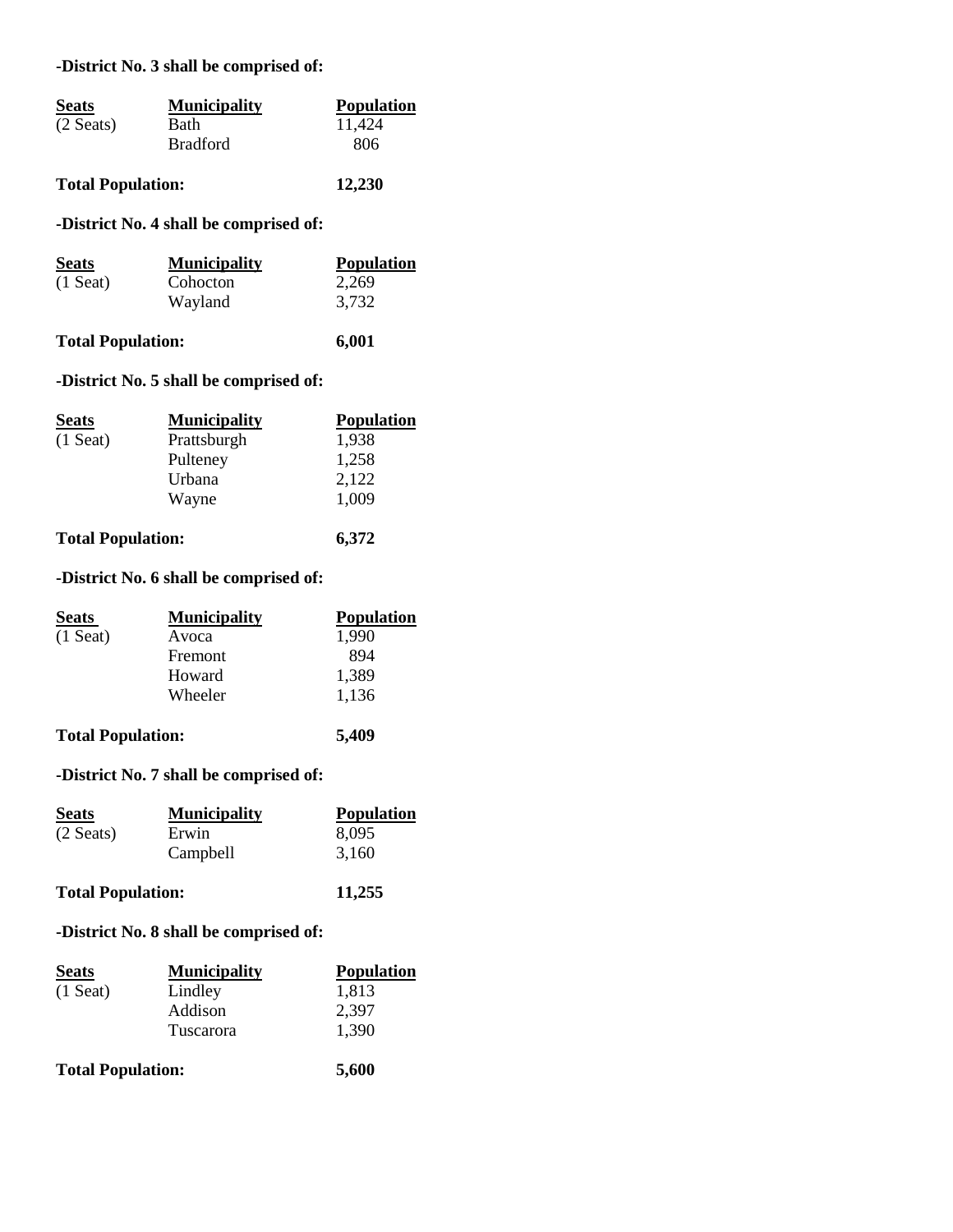**-District No. 3 shall be comprised of:**

| Seats | Municipality | Population |
|---|---|---|
| (2 Seats) | Bath | 11,424 |
| | Bradford | 806 |

**Total Population: 12,230**

**-District No. 4 shall be comprised of:**

| Seats | Municipality | Population |
|---|---|---|
| (1 Seat) | Cohocton | 2,269 |
| | Wayland | 3,732 |

**Total Population: 6,001**

**-District No. 5 shall be comprised of:**

| Seats | Municipality | Population |
|---|---|---|
| (1 Seat) | Prattsburgh | 1,938 |
| | Pulteney | 1,258 |
| | Urbana | 2,122 |
| | Wayne | 1,009 |

**Total Population: 6,372**

**-District No. 6 shall be comprised of:**

| Seats | Municipality | Population |
|---|---|---|
| (1 Seat) | Avoca | 1,990 |
| | Fremont | 894 |
| | Howard | 1,389 |
| | Wheeler | 1,136 |

**Total Population: 5,409**

**-District No. 7 shall be comprised of:**

| Seats | Municipality | Population |
|---|---|---|
| (2 Seats) | Erwin | 8,095 |
| | Campbell | 3,160 |

**Total Population: 11,255**

**-District No. 8 shall be comprised of:**

| Seats | Municipality | Population |
|---|---|---|
| (1 Seat) | Lindley | 1,813 |
| | Addison | 2,397 |
| | Tuscarora | 1,390 |

**Total Population: 5,600**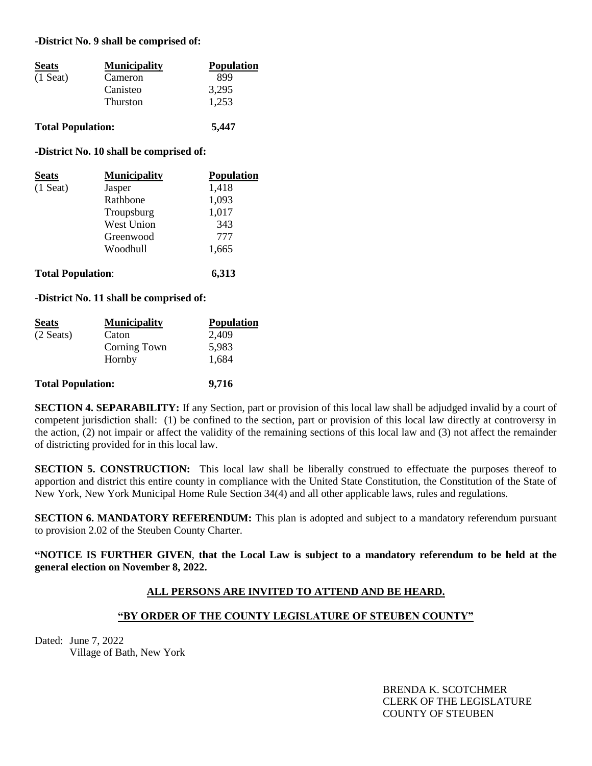**-District No. 9 shall be comprised of:**

| Seats | Municipality | Population |
|---|---|---|
| (1 Seat) | Cameron | 899 |
| | Canisteo | 3,295 |
| | Thurston | 1,253 |

**Total Population: 5,447**

**-District No. 10 shall be comprised of:**

| Seats | Municipality | Population |
|---|---|---|
| (1 Seat) | Jasper | 1,418 |
| | Rathbone | 1,093 |
| | Troupsburg | 1,017 |
| | West Union | 343 |
| | Greenwood | 777 |
| | Woodhull | 1,665 |

**Total Population: 6,313**

**-District No. 11 shall be comprised of:**

| Seats | Municipality | Population |
|---|---|---|
| (2 Seats) | Caton | 2,409 |
| | Corning Town | 5,983 |
| | Hornby | 1,684 |

**Total Population: 9,716**

**SECTION 4. SEPARABILITY:** If any Section, part or provision of this local law shall be adjudged invalid by a court of competent jurisdiction shall: (1) be confined to the section, part or provision of this local law directly at controversy in the action, (2) not impair or affect the validity of the remaining sections of this local law and (3) not affect the remainder of districting provided for in this local law.

**SECTION 5. CONSTRUCTION:** This local law shall be liberally construed to effectuate the purposes thereof to apportion and district this entire county in compliance with the United State Constitution, the Constitution of the State of New York, New York Municipal Home Rule Section 34(4) and all other applicable laws, rules and regulations.

**SECTION 6. MANDATORY REFERENDUM:** This plan is adopted and subject to a mandatory referendum pursuant to provision 2.02 of the Steuben County Charter.

**"NOTICE IS FURTHER GIVEN, that the Local Law is subject to a mandatory referendum to be held at the general election on November 8, 2022.**

**ALL PERSONS ARE INVITED TO ATTEND AND BE HEARD.**

**"BY ORDER OF THE COUNTY LEGISLATURE OF STEUBEN COUNTY"**

Dated: June 7, 2022
Village of Bath, New York

BRENDA K. SCOTCHMER
CLERK OF THE LEGISLATURE
COUNTY OF STEUBEN